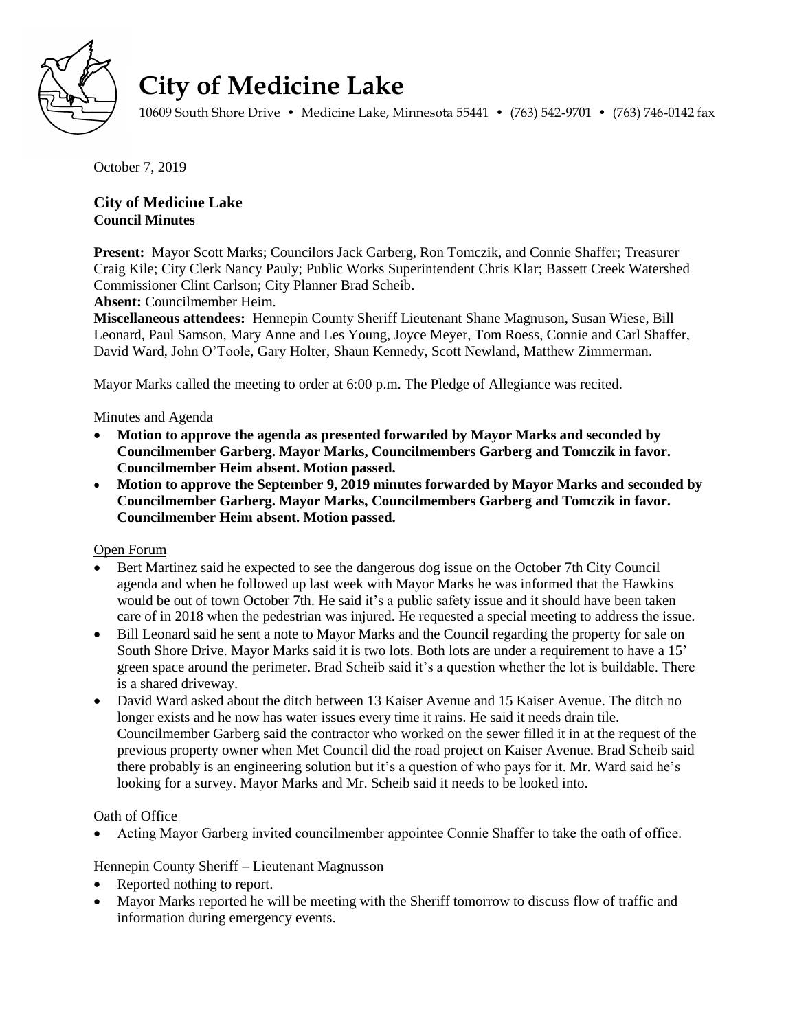# City of Medicine Lake

10609 South Shore Drive • Medicine Lake, Minnesota 55441 • (763) 542-9701 • (763) 746-0142 fax

October 7, 2019

**City of Medicine Lake**
**Council Minutes**

**Present:** Mayor Scott Marks; Councilors Jack Garberg, Ron Tomczik, and Connie Shaffer; Treasurer Craig Kile; City Clerk Nancy Pauly; Public Works Superintendent Chris Klar; Bassett Creek Watershed Commissioner Clint Carlson; City Planner Brad Scheib.
**Absent:** Councilmember Heim.
**Miscellaneous attendees:** Hennepin County Sheriff Lieutenant Shane Magnuson, Susan Wiese, Bill Leonard, Paul Samson, Mary Anne and Les Young, Joyce Meyer, Tom Roess, Connie and Carl Shaffer, David Ward, John O'Toole, Gary Holter, Shaun Kennedy, Scott Newland, Matthew Zimmerman.

Mayor Marks called the meeting to order at 6:00 p.m. The Pledge of Allegiance was recited.

Minutes and Agenda

- **Motion to approve the agenda as presented forwarded by Mayor Marks and seconded by Councilmember Garberg. Mayor Marks, Councilmembers Garberg and Tomczik in favor. Councilmember Heim absent. Motion passed.**
- **Motion to approve the September 9, 2019 minutes forwarded by Mayor Marks and seconded by Councilmember Garberg. Mayor Marks, Councilmembers Garberg and Tomczik in favor. Councilmember Heim absent. Motion passed.**

Open Forum

- Bert Martinez said he expected to see the dangerous dog issue on the October 7th City Council agenda and when he followed up last week with Mayor Marks he was informed that the Hawkins would be out of town October 7th. He said it's a public safety issue and it should have been taken care of in 2018 when the pedestrian was injured. He requested a special meeting to address the issue.
- Bill Leonard said he sent a note to Mayor Marks and the Council regarding the property for sale on South Shore Drive. Mayor Marks said it is two lots. Both lots are under a requirement to have a 15' green space around the perimeter. Brad Scheib said it's a question whether the lot is buildable. There is a shared driveway.
- David Ward asked about the ditch between 13 Kaiser Avenue and 15 Kaiser Avenue. The ditch no longer exists and he now has water issues every time it rains. He said it needs drain tile. Councilmember Garberg said the contractor who worked on the sewer filled it in at the request of the previous property owner when Met Council did the road project on Kaiser Avenue. Brad Scheib said there probably is an engineering solution but it's a question of who pays for it. Mr. Ward said he's looking for a survey. Mayor Marks and Mr. Scheib said it needs to be looked into.

Oath of Office

- Acting Mayor Garberg invited councilmember appointee Connie Shaffer to take the oath of office.

Hennepin County Sheriff – Lieutenant Magnusson

- Reported nothing to report.
- Mayor Marks reported he will be meeting with the Sheriff tomorrow to discuss flow of traffic and information during emergency events.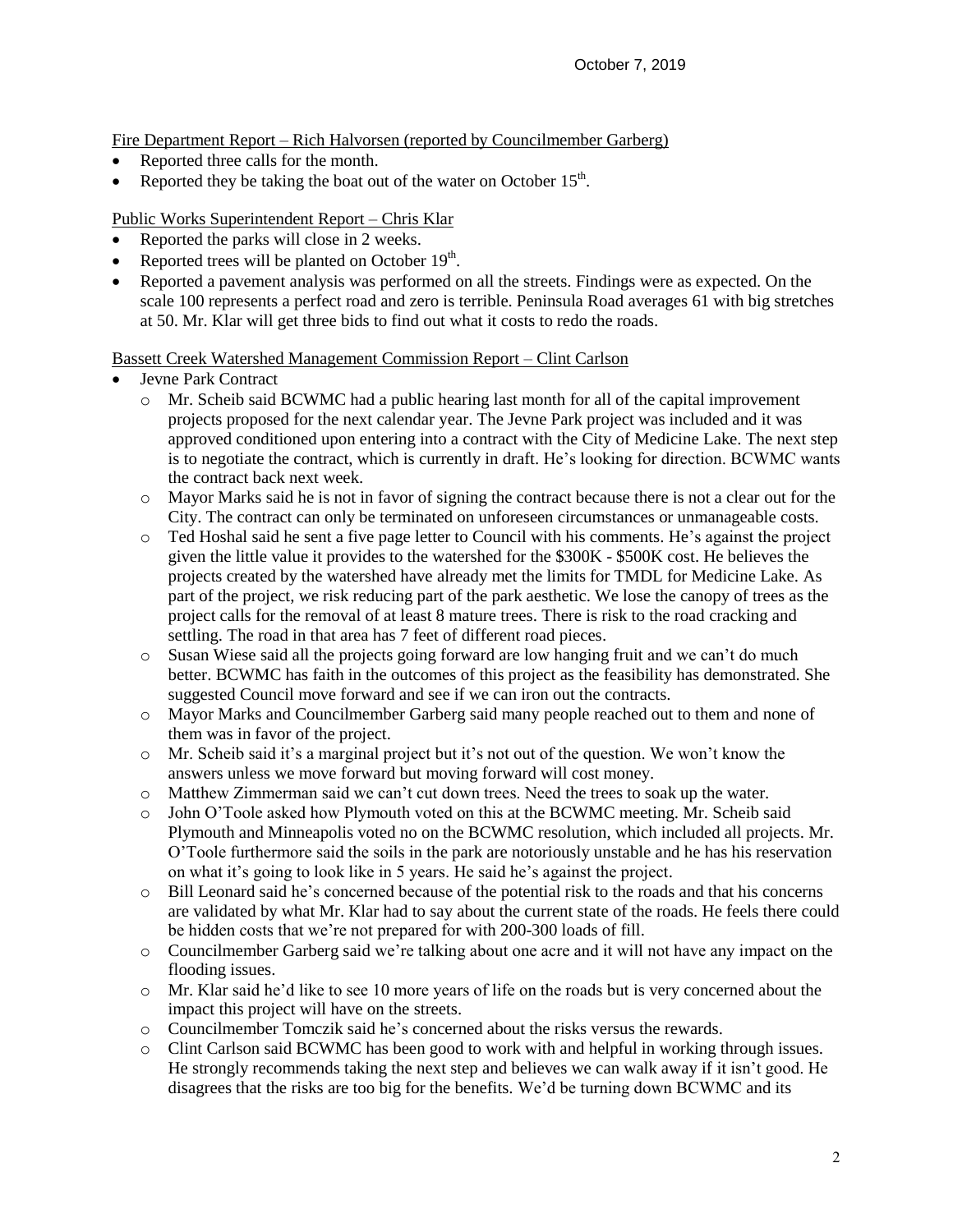October 7, 2019

Fire Department Report – Rich Halvorsen (reported by Councilmember Garberg)

- Reported three calls for the month.
- Reported they be taking the boat out of the water on October 15th.

Public Works Superintendent Report – Chris Klar

- Reported the parks will close in 2 weeks.
- Reported trees will be planted on October 19th.
- Reported a pavement analysis was performed on all the streets. Findings were as expected. On the scale 100 represents a perfect road and zero is terrible. Peninsula Road averages 61 with big stretches at 50. Mr. Klar will get three bids to find out what it costs to redo the roads.

Bassett Creek Watershed Management Commission Report – Clint Carlson

- Jevne Park Contract
  - Mr. Scheib said BCWMC had a public hearing last month for all of the capital improvement projects proposed for the next calendar year. The Jevne Park project was included and it was approved conditioned upon entering into a contract with the City of Medicine Lake. The next step is to negotiate the contract, which is currently in draft. He's looking for direction. BCWMC wants the contract back next week.
  - Mayor Marks said he is not in favor of signing the contract because there is not a clear out for the City. The contract can only be terminated on unforeseen circumstances or unmanageable costs.
  - Ted Hoshal said he sent a five page letter to Council with his comments. He's against the project given the little value it provides to the watershed for the $300K - $500K cost. He believes the projects created by the watershed have already met the limits for TMDL for Medicine Lake. As part of the project, we risk reducing part of the park aesthetic. We lose the canopy of trees as the project calls for the removal of at least 8 mature trees. There is risk to the road cracking and settling. The road in that area has 7 feet of different road pieces.
  - Susan Wiese said all the projects going forward are low hanging fruit and we can't do much better. BCWMC has faith in the outcomes of this project as the feasibility has demonstrated. She suggested Council move forward and see if we can iron out the contracts.
  - Mayor Marks and Councilmember Garberg said many people reached out to them and none of them was in favor of the project.
  - Mr. Scheib said it's a marginal project but it's not out of the question. We won't know the answers unless we move forward but moving forward will cost money.
  - Matthew Zimmerman said we can't cut down trees. Need the trees to soak up the water.
  - John O'Toole asked how Plymouth voted on this at the BCWMC meeting. Mr. Scheib said Plymouth and Minneapolis voted no on the BCWMC resolution, which included all projects. Mr. O'Toole furthermore said the soils in the park are notoriously unstable and he has his reservation on what it's going to look like in 5 years. He said he's against the project.
  - Bill Leonard said he's concerned because of the potential risk to the roads and that his concerns are validated by what Mr. Klar had to say about the current state of the roads. He feels there could be hidden costs that we're not prepared for with 200-300 loads of fill.
  - Councilmember Garberg said we're talking about one acre and it will not have any impact on the flooding issues.
  - Mr. Klar said he'd like to see 10 more years of life on the roads but is very concerned about the impact this project will have on the streets.
  - Councilmember Tomczik said he's concerned about the risks versus the rewards.
  - Clint Carlson said BCWMC has been good to work with and helpful in working through issues. He strongly recommends taking the next step and believes we can walk away if it isn't good. He disagrees that the risks are too big for the benefits. We'd be turning down BCWMC and its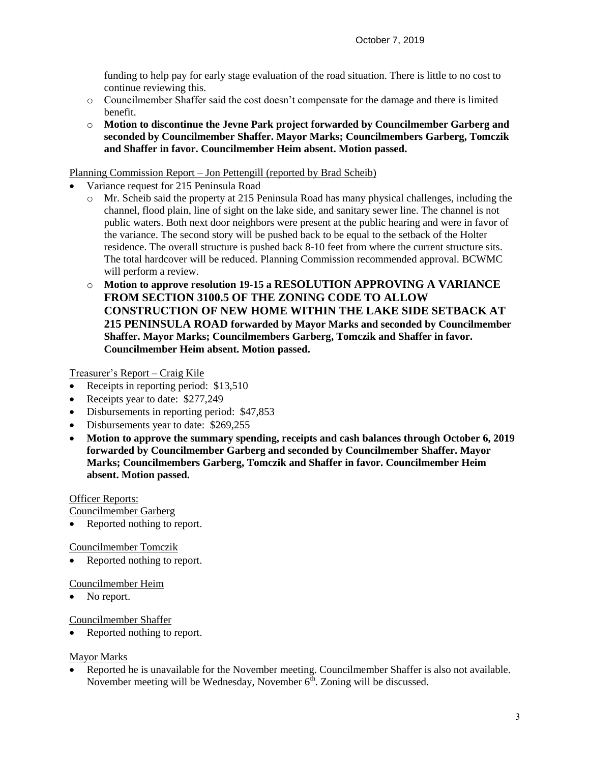funding to help pay for early stage evaluation of the road situation. There is little to no cost to continue reviewing this.

  - Councilmember Shaffer said the cost doesn't compensate for the damage and there is limited benefit.
  - **Motion to discontinue the Jevne Park project forwarded by Councilmember Garberg and seconded by Councilmember Shaffer. Mayor Marks; Councilmembers Garberg, Tomczik and Shaffer in favor. Councilmember Heim absent. Motion passed.**

Planning Commission Report – Jon Pettengill (reported by Brad Scheib)

- Variance request for 215 Peninsula Road
  - Mr. Scheib said the property at 215 Peninsula Road has many physical challenges, including the channel, flood plain, line of sight on the lake side, and sanitary sewer line. The channel is not public waters. Both next door neighbors were present at the public hearing and were in favor of the variance. The second story will be pushed back to be equal to the setback of the Holter residence. The overall structure is pushed back 8-10 feet from where the current structure sits. The total hardcover will be reduced. Planning Commission recommended approval. BCWMC will perform a review.
  - **Motion to approve resolution 19-15 a RESOLUTION APPROVING A VARIANCE FROM SECTION 3100.5 OF THE ZONING CODE TO ALLOW CONSTRUCTION OF NEW HOME WITHIN THE LAKE SIDE SETBACK AT 215 PENINSULA ROAD forwarded by Mayor Marks and seconded by Councilmember Shaffer. Mayor Marks; Councilmembers Garberg, Tomczik and Shaffer in favor. Councilmember Heim absent. Motion passed.**

Treasurer's Report – Craig Kile

- Receipts in reporting period: $13,510
- Receipts year to date: $277,249
- Disbursements in reporting period: $47,853
- Disbursements year to date: $269,255
- **Motion to approve the summary spending, receipts and cash balances through October 6, 2019 forwarded by Councilmember Garberg and seconded by Councilmember Shaffer. Mayor Marks; Councilmembers Garberg, Tomczik and Shaffer in favor. Councilmember Heim absent. Motion passed.**

Officer Reports:

Councilmember Garberg

- Reported nothing to report.

Councilmember Tomczik

- Reported nothing to report.

Councilmember Heim

- No report.

Councilmember Shaffer

- Reported nothing to report.

Mayor Marks

- Reported he is unavailable for the November meeting. Councilmember Shaffer is also not available. November meeting will be Wednesday, November 6th. Zoning will be discussed.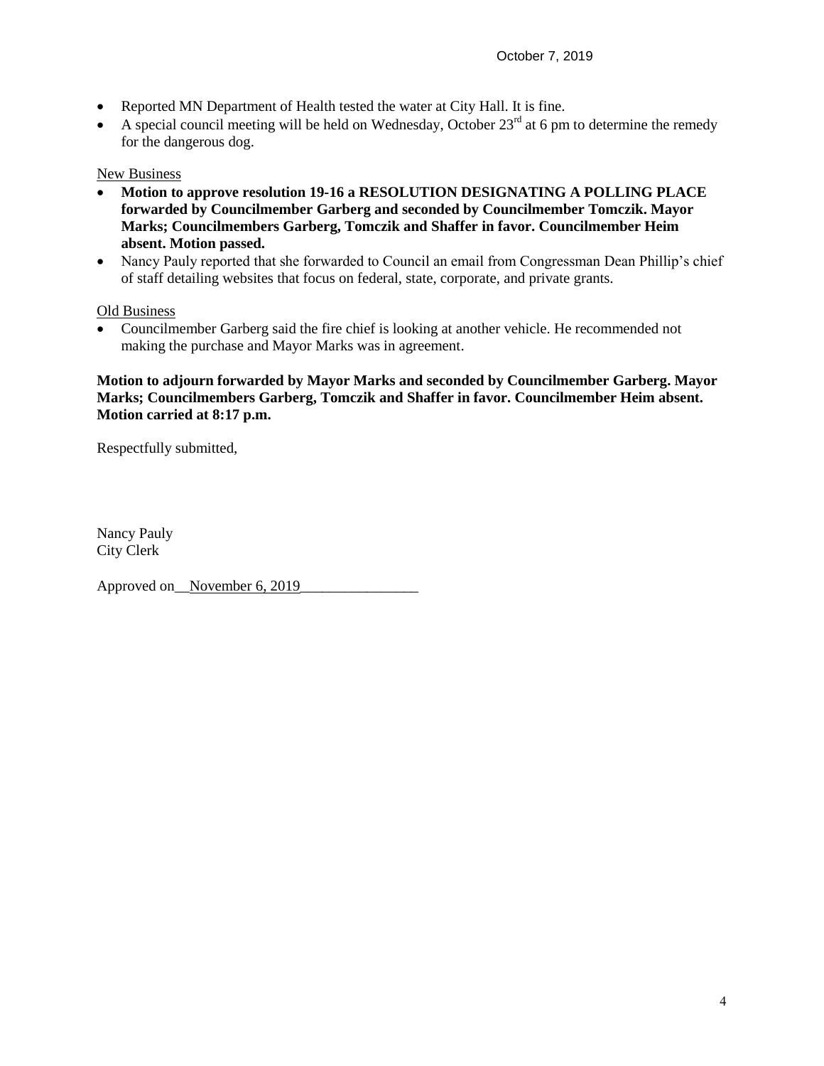- Reported MN Department of Health tested the water at City Hall. It is fine.
- A special council meeting will be held on Wednesday, October 23rd at 6 pm to determine the remedy for the dangerous dog.

New Business

- **Motion to approve resolution 19-16 a RESOLUTION DESIGNATING A POLLING PLACE forwarded by Councilmember Garberg and seconded by Councilmember Tomczik. Mayor Marks; Councilmembers Garberg, Tomczik and Shaffer in favor. Councilmember Heim absent. Motion passed.**
- Nancy Pauly reported that she forwarded to Council an email from Congressman Dean Phillip's chief of staff detailing websites that focus on federal, state, corporate, and private grants.

Old Business

- Councilmember Garberg said the fire chief is looking at another vehicle. He recommended not making the purchase and Mayor Marks was in agreement.

**Motion to adjourn forwarded by Mayor Marks and seconded by Councilmember Garberg. Mayor Marks; Councilmembers Garberg, Tomczik and Shaffer in favor. Councilmember Heim absent. Motion carried at 8:17 p.m.**

Respectfully submitted,

Nancy Pauly
City Clerk

Approved on__November 6, 2019________________